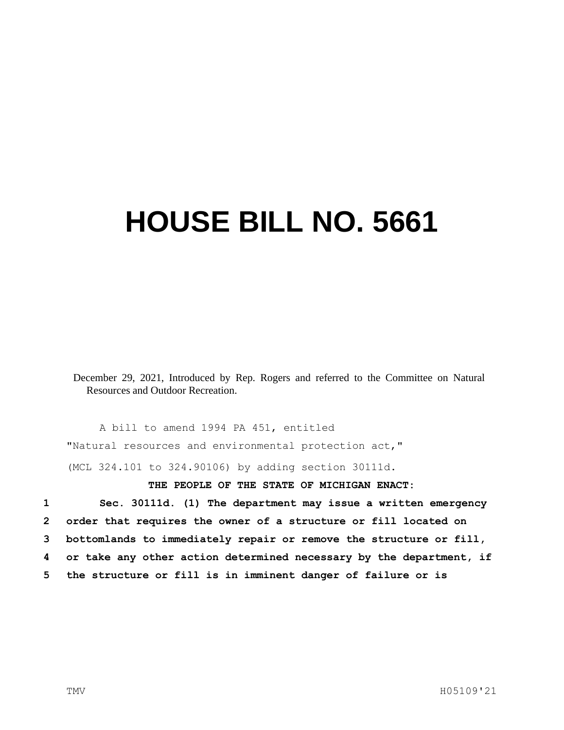# HOUSE BILL NO. 5661

December 29, 2021, Introduced by Rep. Rogers and referred to the Committee on Natural Resources and Outdoor Recreation.

A bill to amend 1994 PA 451, entitled

"Natural resources and environmental protection act,"

(MCL 324.101 to 324.90106) by adding section 30111d.

**THE PEOPLE OF THE STATE OF MICHIGAN ENACT:**

1 **Sec. 30111d. (1) The department may issue a written emergency**
2 **order that requires the owner of a structure or fill located on**
3 **bottomlands to immediately repair or remove the structure or fill,**
4 **or take any other action determined necessary by the department, if**
5 **the structure or fill is in imminent danger of failure or is**

TMV H05109'21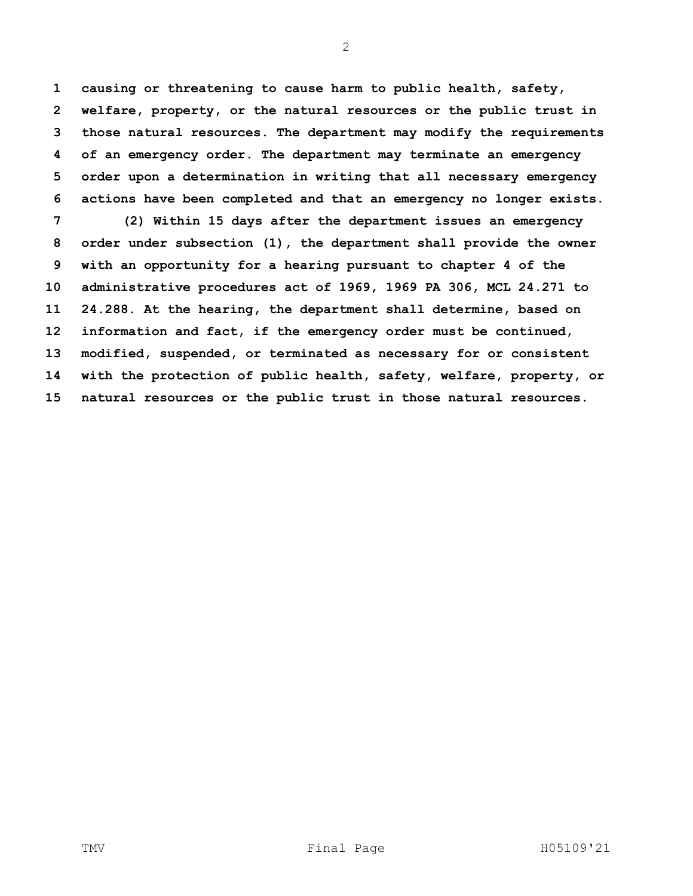**causing or threatening to cause harm to public health, safety, welfare, property, or the natural resources or the public trust in those natural resources. The department may modify the requirements of an emergency order. The department may terminate an emergency order upon a determination in writing that all necessary emergency actions have been completed and that an emergency no longer exists.**

**(2) Within 15 days after the department issues an emergency order under subsection (1), the department shall provide the owner with an opportunity for a hearing pursuant to chapter 4 of the administrative procedures act of 1969, 1969 PA 306, MCL 24.271 to 24.288. At the hearing, the department shall determine, based on information and fact, if the emergency order must be continued, modified, suspended, or terminated as necessary for or consistent with the protection of public health, safety, welfare, property, or natural resources or the public trust in those natural resources.**